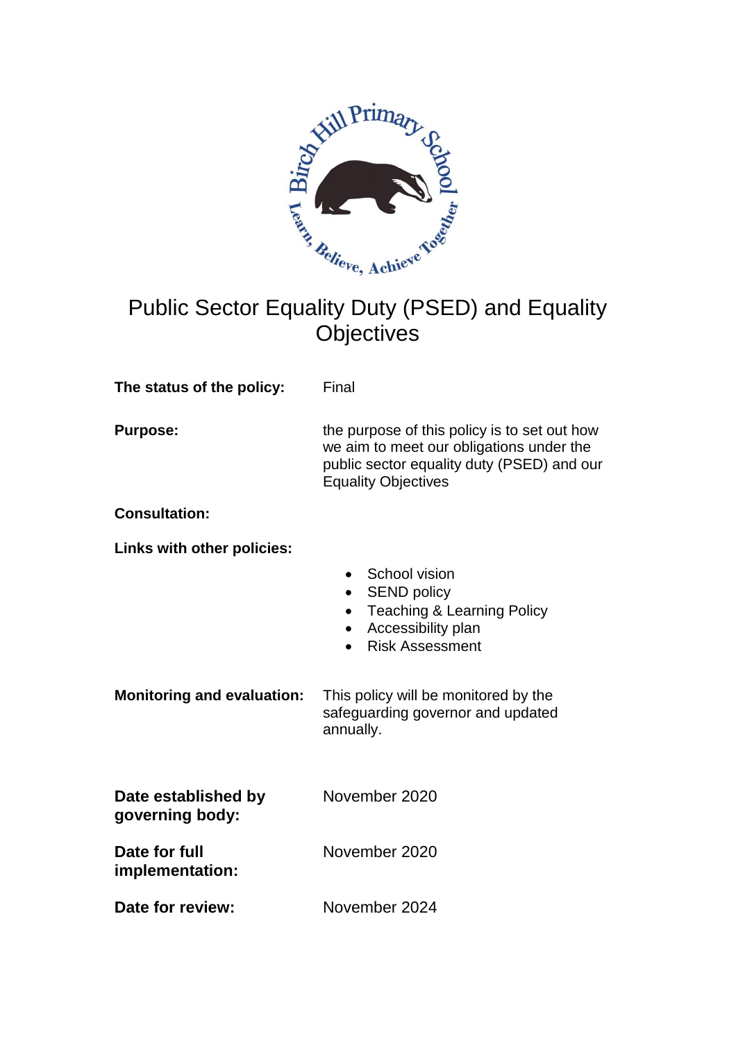# Public Sector Equality Duty (PSED) and Equality Objectives

**The status of the policy:** Final

**Purpose:** the purpose of this policy is to set out how we aim to meet our obligations under the public sector equality duty (PSED) and our Equality Objectives

**Consultation:**

**Links with other policies:**

- School vision
- SEND policy
- Teaching & Learning Policy
- Accessibility plan
- Risk Assessment

**Monitoring and evaluation:** This policy will be monitored by the safeguarding governor and updated annually.

**Date established by governing body:** November 2020

**Date for full implementation:** November 2020

**Date for review:** November 2024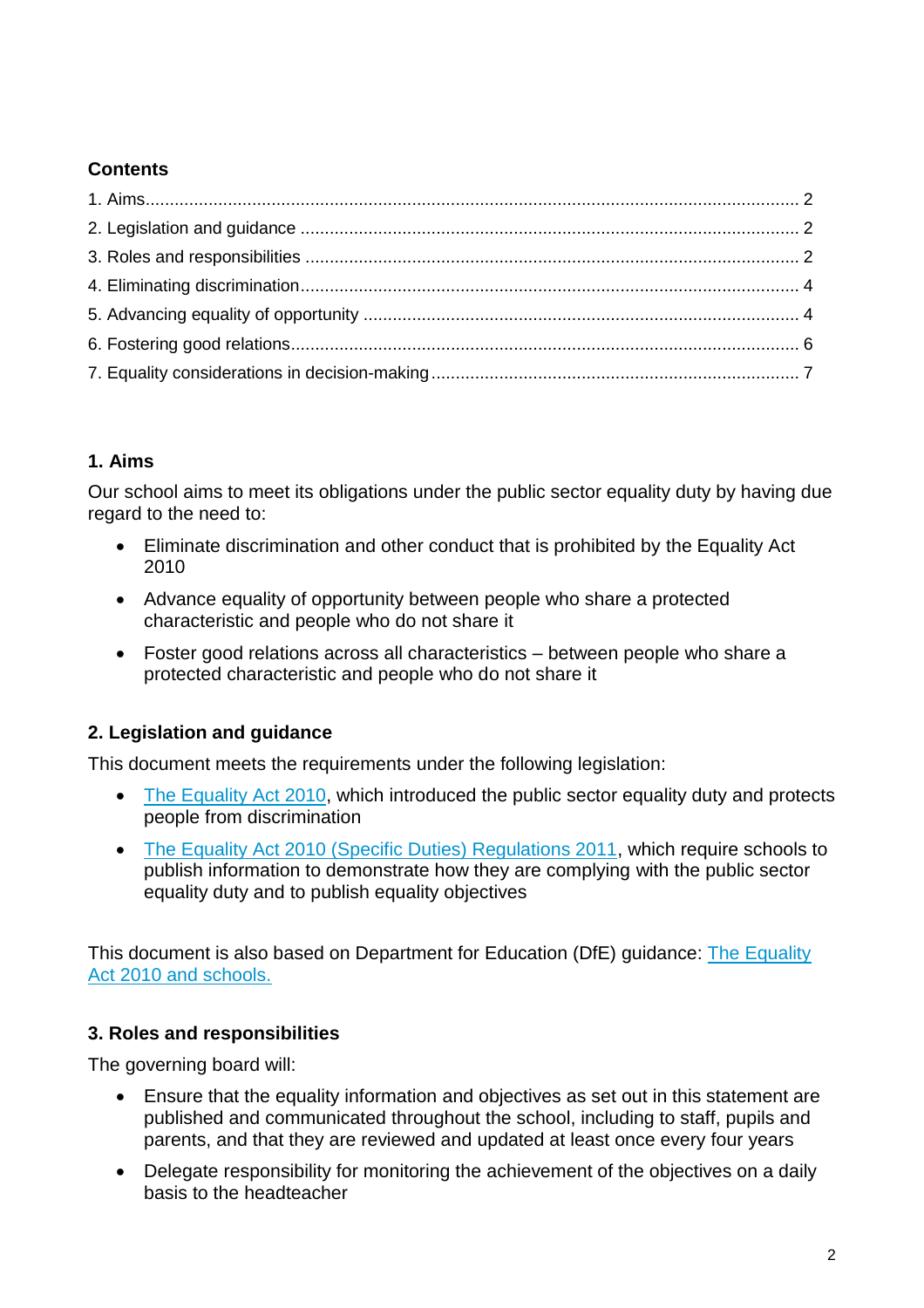**Contents**

1. Aims........................................................................................................................... 2
2. Legislation and guidance ....................................................................................... 2
3. Roles and responsibilities ..................................................................................... 2
4. Eliminating discrimination...................................................................................... 4
5. Advancing equality of opportunity ......................................................................... 4
6. Fostering good relations......................................................................................... 6
7. Equality considerations in decision-making ............................................................ 7

## 1. Aims

Our school aims to meet its obligations under the public sector equality duty by having due regard to the need to:

- Eliminate discrimination and other conduct that is prohibited by the Equality Act 2010
- Advance equality of opportunity between people who share a protected characteristic and people who do not share it
- Foster good relations across all characteristics – between people who share a protected characteristic and people who do not share it

## 2. Legislation and guidance

This document meets the requirements under the following legislation:

- The Equality Act 2010, which introduced the public sector equality duty and protects people from discrimination
- The Equality Act 2010 (Specific Duties) Regulations 2011, which require schools to publish information to demonstrate how they are complying with the public sector equality duty and to publish equality objectives

This document is also based on Department for Education (DfE) guidance: The Equality Act 2010 and schools.

## 3. Roles and responsibilities

The governing board will:

- Ensure that the equality information and objectives as set out in this statement are published and communicated throughout the school, including to staff, pupils and parents, and that they are reviewed and updated at least once every four years
- Delegate responsibility for monitoring the achievement of the objectives on a daily basis to the headteacher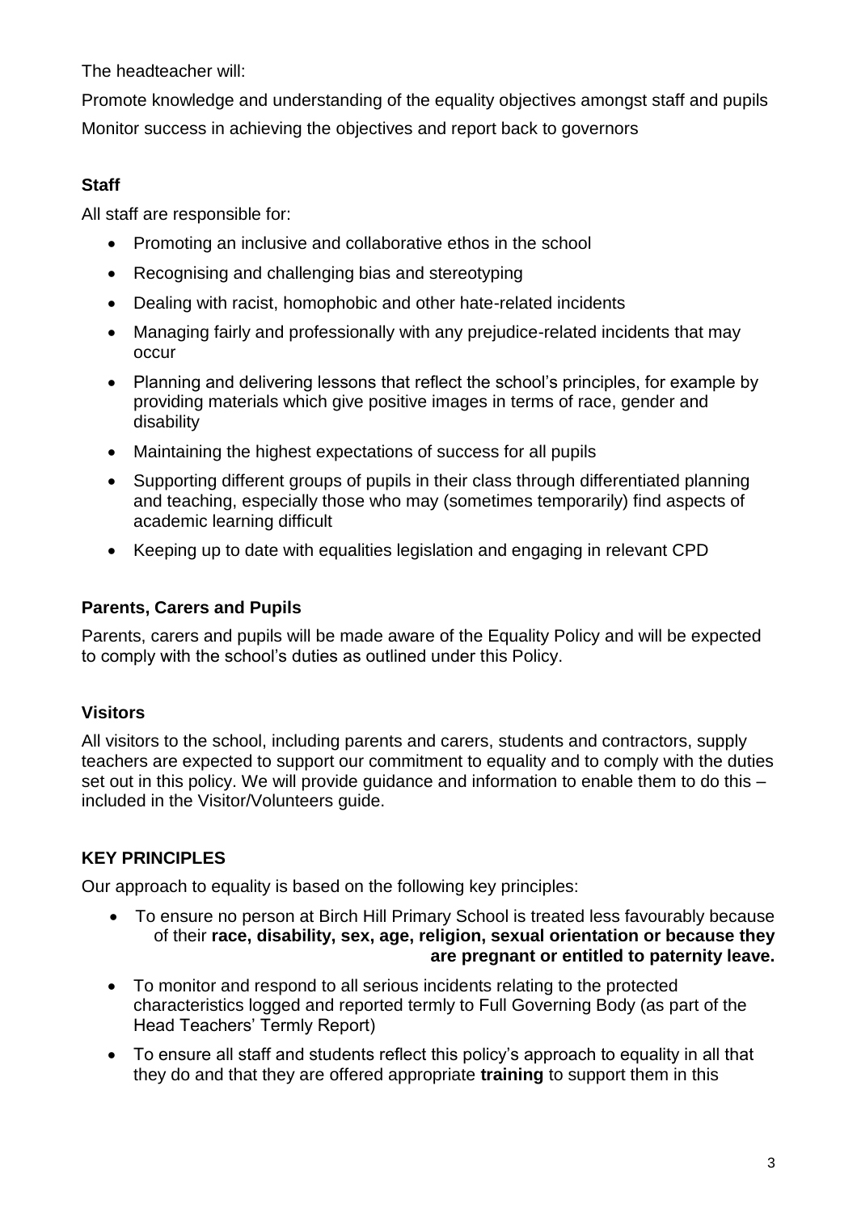The headteacher will:

Promote knowledge and understanding of the equality objectives amongst staff and pupils

Monitor success in achieving the objectives and report back to governors

**Staff**

All staff are responsible for:

- Promoting an inclusive and collaborative ethos in the school
- Recognising and challenging bias and stereotyping
- Dealing with racist, homophobic and other hate-related incidents
- Managing fairly and professionally with any prejudice-related incidents that may occur
- Planning and delivering lessons that reflect the school's principles, for example by providing materials which give positive images in terms of race, gender and disability
- Maintaining the highest expectations of success for all pupils
- Supporting different groups of pupils in their class through differentiated planning and teaching, especially those who may (sometimes temporarily) find aspects of academic learning difficult
- Keeping up to date with equalities legislation and engaging in relevant CPD

**Parents, Carers and Pupils**

Parents, carers and pupils will be made aware of the Equality Policy and will be expected to comply with the school's duties as outlined under this Policy.

**Visitors**

All visitors to the school, including parents and carers, students and contractors, supply teachers are expected to support our commitment to equality and to comply with the duties set out in this policy. We will provide guidance and information to enable them to do this – included in the Visitor/Volunteers guide.

**KEY PRINCIPLES**

Our approach to equality is based on the following key principles:

- To ensure no person at Birch Hill Primary School is treated less favourably because of their **race, disability, sex, age, religion, sexual orientation or because they are pregnant or entitled to paternity leave.**
- To monitor and respond to all serious incidents relating to the protected characteristics logged and reported termly to Full Governing Body (as part of the Head Teachers' Termly Report)
- To ensure all staff and students reflect this policy's approach to equality in all that they do and that they are offered appropriate **training** to support them in this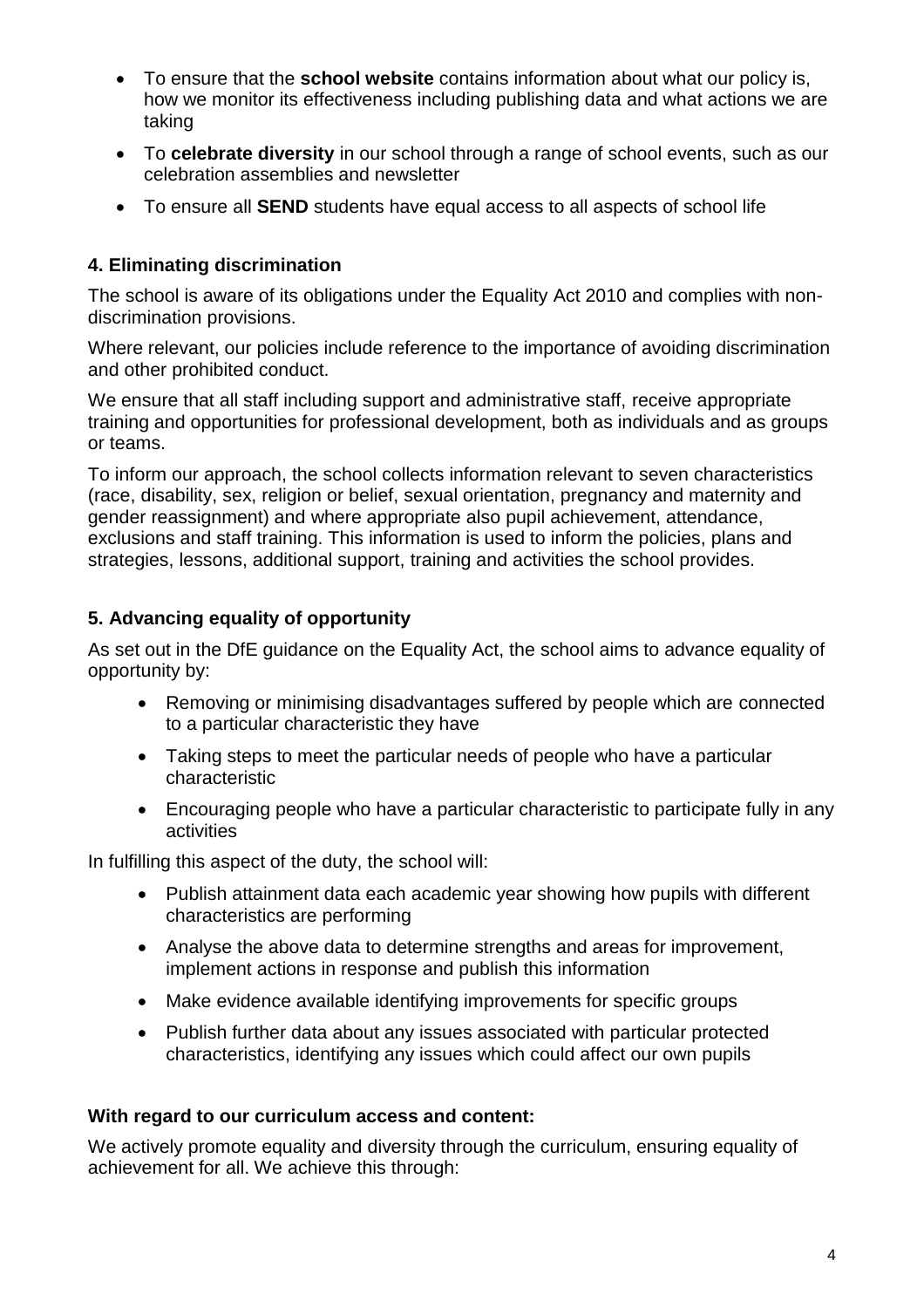- To ensure that the **school website** contains information about what our policy is, how we monitor its effectiveness including publishing data and what actions we are taking
- To **celebrate diversity** in our school through a range of school events, such as our celebration assemblies and newsletter
- To ensure all **SEND** students have equal access to all aspects of school life

## 4. Eliminating discrimination

The school is aware of its obligations under the Equality Act 2010 and complies with non-discrimination provisions.

Where relevant, our policies include reference to the importance of avoiding discrimination and other prohibited conduct.

We ensure that all staff including support and administrative staff, receive appropriate training and opportunities for professional development, both as individuals and as groups or teams.

To inform our approach, the school collects information relevant to seven characteristics (race, disability, sex, religion or belief, sexual orientation, pregnancy and maternity and gender reassignment) and where appropriate also pupil achievement, attendance, exclusions and staff training. This information is used to inform the policies, plans and strategies, lessons, additional support, training and activities the school provides.

## 5. Advancing equality of opportunity

As set out in the DfE guidance on the Equality Act, the school aims to advance equality of opportunity by:

- Removing or minimising disadvantages suffered by people which are connected to a particular characteristic they have
- Taking steps to meet the particular needs of people who have a particular characteristic
- Encouraging people who have a particular characteristic to participate fully in any activities

In fulfilling this aspect of the duty, the school will:

- Publish attainment data each academic year showing how pupils with different characteristics are performing
- Analyse the above data to determine strengths and areas for improvement, implement actions in response and publish this information
- Make evidence available identifying improvements for specific groups
- Publish further data about any issues associated with particular protected characteristics, identifying any issues which could affect our own pupils

**With regard to our curriculum access and content:**

We actively promote equality and diversity through the curriculum, ensuring equality of achievement for all. We achieve this through: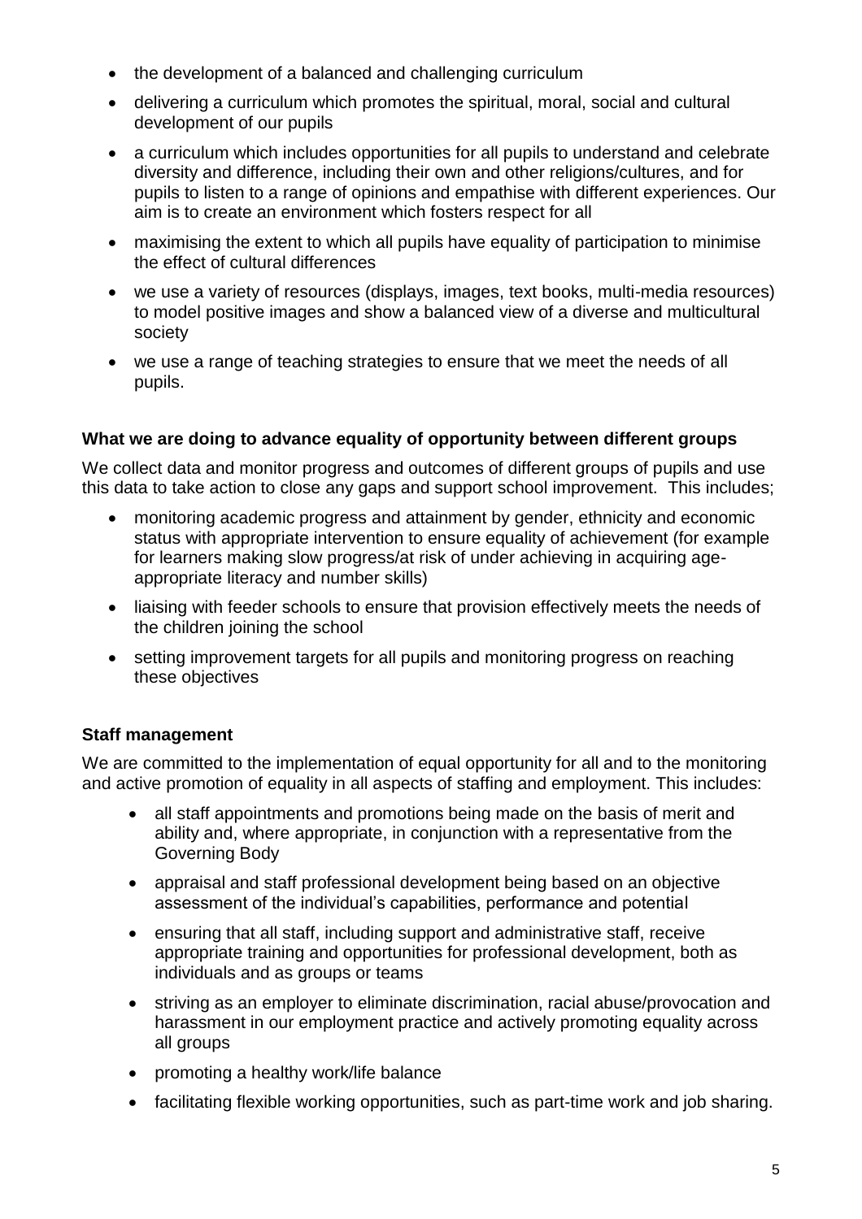- the development of a balanced and challenging curriculum
- delivering a curriculum which promotes the spiritual, moral, social and cultural development of our pupils
- a curriculum which includes opportunities for all pupils to understand and celebrate diversity and difference, including their own and other religions/cultures, and for pupils to listen to a range of opinions and empathise with different experiences. Our aim is to create an environment which fosters respect for all
- maximising the extent to which all pupils have equality of participation to minimise the effect of cultural differences
- we use a variety of resources (displays, images, text books, multi-media resources) to model positive images and show a balanced view of a diverse and multicultural society
- we use a range of teaching strategies to ensure that we meet the needs of all pupils.

**What we are doing to advance equality of opportunity between different groups**

We collect data and monitor progress and outcomes of different groups of pupils and use this data to take action to close any gaps and support school improvement. This includes;

- monitoring academic progress and attainment by gender, ethnicity and economic status with appropriate intervention to ensure equality of achievement (for example for learners making slow progress/at risk of under achieving in acquiring age-appropriate literacy and number skills)
- liaising with feeder schools to ensure that provision effectively meets the needs of the children joining the school
- setting improvement targets for all pupils and monitoring progress on reaching these objectives

**Staff management**

We are committed to the implementation of equal opportunity for all and to the monitoring and active promotion of equality in all aspects of staffing and employment. This includes:

- all staff appointments and promotions being made on the basis of merit and ability and, where appropriate, in conjunction with a representative from the Governing Body
- appraisal and staff professional development being based on an objective assessment of the individual's capabilities, performance and potential
- ensuring that all staff, including support and administrative staff, receive appropriate training and opportunities for professional development, both as individuals and as groups or teams
- striving as an employer to eliminate discrimination, racial abuse/provocation and harassment in our employment practice and actively promoting equality across all groups
- promoting a healthy work/life balance
- facilitating flexible working opportunities, such as part-time work and job sharing.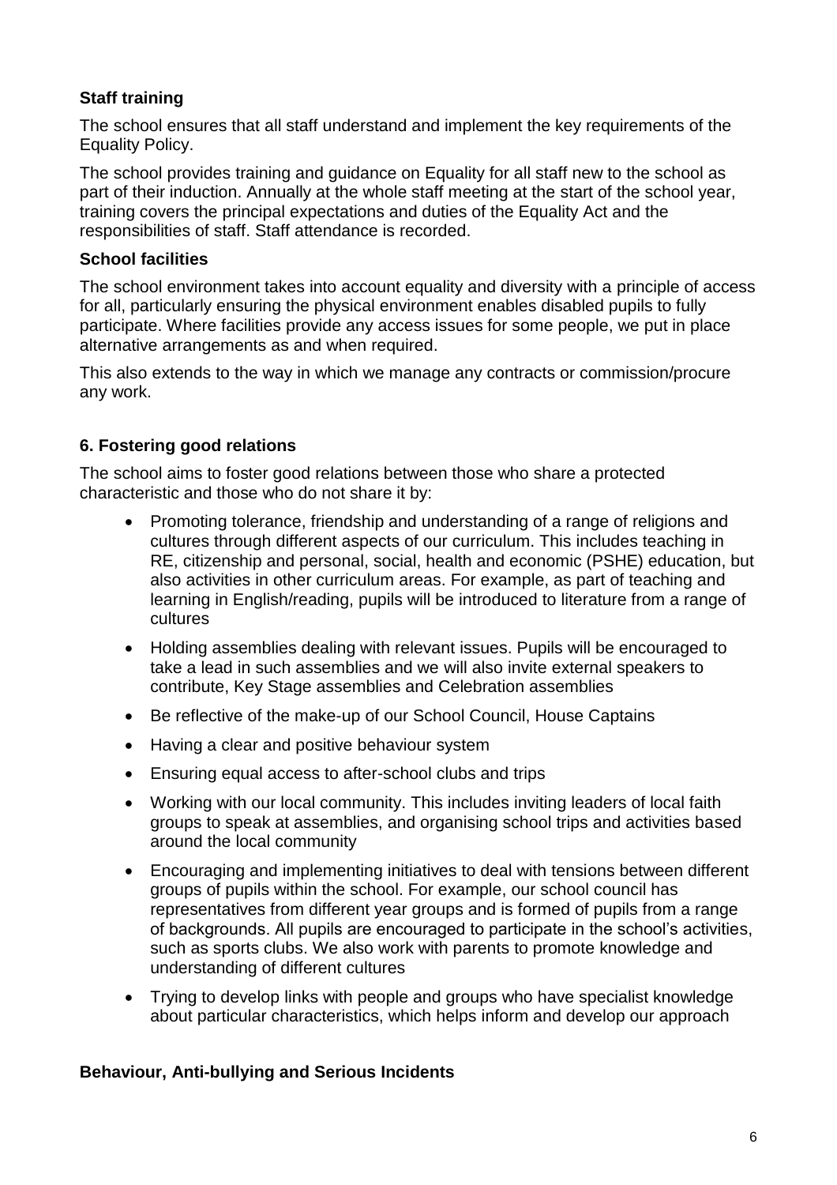### Staff training

The school ensures that all staff understand and implement the key requirements of the Equality Policy.

The school provides training and guidance on Equality for all staff new to the school as part of their induction. Annually at the whole staff meeting at the start of the school year, training covers the principal expectations and duties of the Equality Act and the responsibilities of staff. Staff attendance is recorded.

### School facilities

The school environment takes into account equality and diversity with a principle of access for all, particularly ensuring the physical environment enables disabled pupils to fully participate. Where facilities provide any access issues for some people, we put in place alternative arrangements as and when required.

This also extends to the way in which we manage any contracts or commission/procure any work.

## 6. Fostering good relations

The school aims to foster good relations between those who share a protected characteristic and those who do not share it by:

- Promoting tolerance, friendship and understanding of a range of religions and cultures through different aspects of our curriculum. This includes teaching in RE, citizenship and personal, social, health and economic (PSHE) education, but also activities in other curriculum areas. For example, as part of teaching and learning in English/reading, pupils will be introduced to literature from a range of cultures
- Holding assemblies dealing with relevant issues. Pupils will be encouraged to take a lead in such assemblies and we will also invite external speakers to contribute, Key Stage assemblies and Celebration assemblies
- Be reflective of the make-up of our School Council, House Captains
- Having a clear and positive behaviour system
- Ensuring equal access to after-school clubs and trips
- Working with our local community. This includes inviting leaders of local faith groups to speak at assemblies, and organising school trips and activities based around the local community
- Encouraging and implementing initiatives to deal with tensions between different groups of pupils within the school. For example, our school council has representatives from different year groups and is formed of pupils from a range of backgrounds. All pupils are encouraged to participate in the school's activities, such as sports clubs. We also work with parents to promote knowledge and understanding of different cultures
- Trying to develop links with people and groups who have specialist knowledge about particular characteristics, which helps inform and develop our approach

### Behaviour, Anti-bullying and Serious Incidents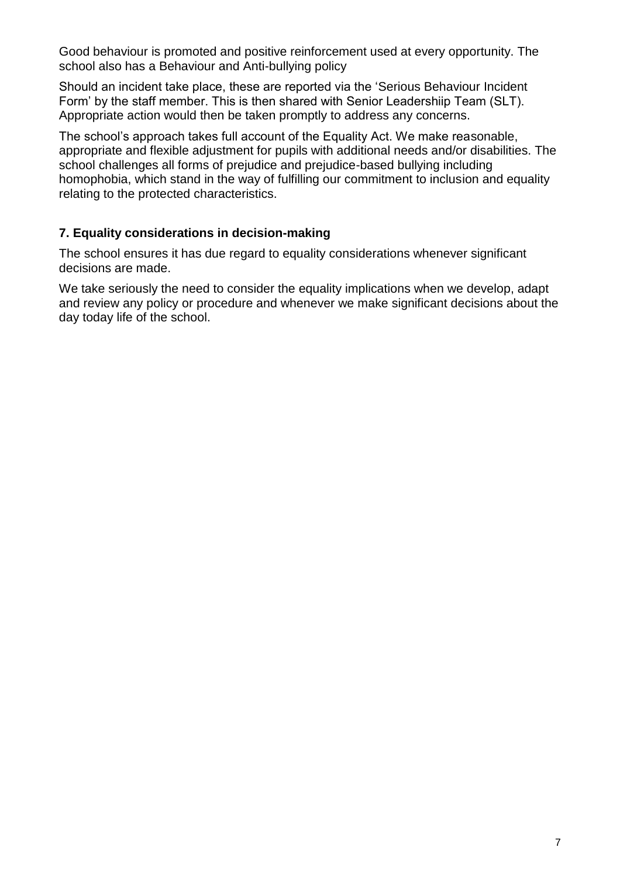Good behaviour is promoted and positive reinforcement used at every opportunity. The school also has a Behaviour and Anti-bullying policy

Should an incident take place, these are reported via the 'Serious Behaviour Incident Form' by the staff member. This is then shared with Senior Leadershiip Team (SLT). Appropriate action would then be taken promptly to address any concerns.

The school's approach takes full account of the Equality Act. We make reasonable, appropriate and flexible adjustment for pupils with additional needs and/or disabilities. The school challenges all forms of prejudice and prejudice-based bullying including homophobia, which stand in the way of fulfilling our commitment to inclusion and equality relating to the protected characteristics.

## 7. Equality considerations in decision-making

The school ensures it has due regard to equality considerations whenever significant decisions are made.

We take seriously the need to consider the equality implications when we develop, adapt and review any policy or procedure and whenever we make significant decisions about the day today life of the school.